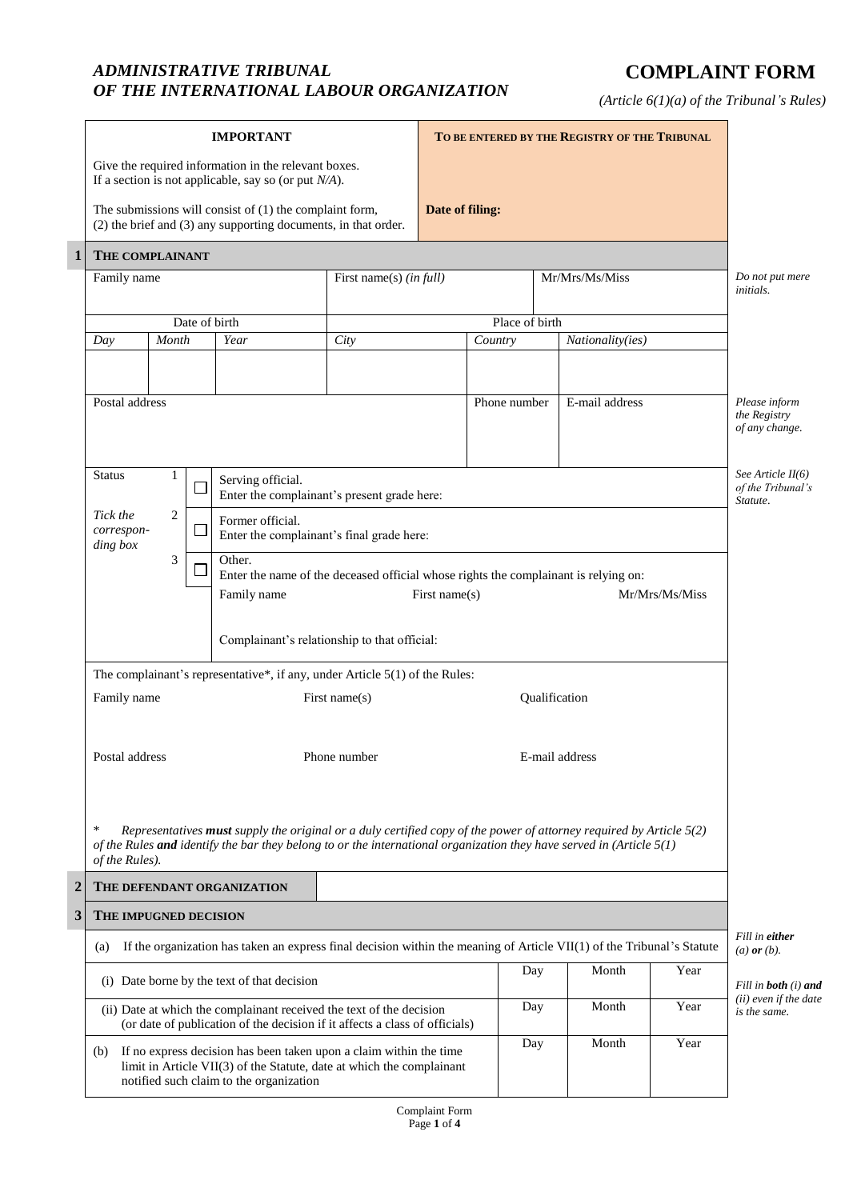*ADMINISTRATIVE TRIBUNAL OF THE INTERNATIONAL LABOUR ORGANIZATION*

# COMPLAINT FORM

*(Article 6(1)(a) of the Tribunal's Rules)*

| **IMPORTANT** | **TO BE ENTERED BY THE REGISTRY OF THE TRIBUNAL** |
|---|---|
| Give the required information in the relevant boxes. If a section is not applicable, say so (or put *N/A*). The submissions will consist of (1) the complaint form, (2) the brief and (3) any supporting documents, in that order. | **Date of filing:** |

## 1 THE COMPLAINANT

| Family name | First name(s) *(in full)* | Mr/Mrs/Ms/Miss |
|---|---|---|
| | | |

*Do not put mere initials.*

| Date of birth | | | Place of birth | | |
|---|---|---|---|---|---|
| *Day* | *Month* | *Year* | *City* | *Country* | *Nationality(ies)* |
| | | | | | |

| Postal address | Phone number | E-mail address |
|---|---|---|
| | | |

*Please inform the Registry of any change.*

Status — *Tick the corresponding box*

*See Article II(6) of the Tribunal's Statute.*

1 ☐ Serving official. Enter the complainant's present grade here:

2 ☐ Former official. Enter the complainant's final grade here:

3 ☐ Other. Enter the name of the deceased official whose rights the complainant is relying on:

| Family name | First name(s) | Mr/Mrs/Ms/Miss |
|---|---|---|
| | | |

Complainant's relationship to that official:

The complainant's representative*, if any, under Article 5(1) of the Rules:

| Family name | First name(s) | Qualification |
|---|---|---|
| | | |
| **Postal address** | **Phone number** | **E-mail address** |
| | | |

\* *Representatives **must** supply the original or a duly certified copy of the power of attorney required by Article 5(2) of the Rules **and** identify the bar they belong to or the international organization they have served in (Article 5(1) of the Rules).*

## 2 THE DEFENDANT ORGANIZATION

## 3 THE IMPUGNED DECISION

*Fill in **either** (a) **or** (b).*

(a) If the organization has taken an express final decision within the meaning of Article VII(1) of the Tribunal's Statute

*Fill in **both** (i) **and** (ii) even if the date is the same.*

| | Day | Month | Year |
|---|---|---|---|
| (i) Date borne by the text of that decision | | | |
| (ii) Date at which the complainant received the text of the decision (or date of publication of the decision if it affects a class of officials) | | | |
| (b) If no express decision has been taken upon a claim within the time limit in Article VII(3) of the Statute, date at which the complainant notified such claim to the organization | | | |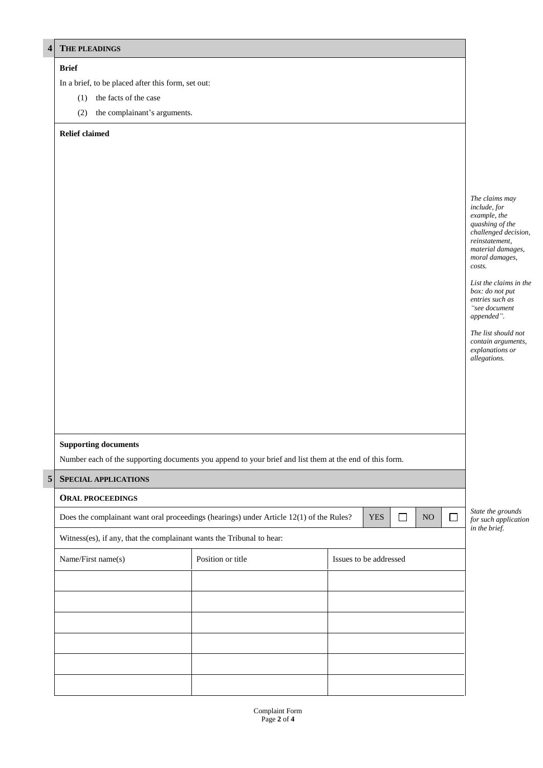## 4 THE PLEADINGS

**Brief**

In a brief, to be placed after this form, set out:

(1) the facts of the case

(2) the complainant's arguments.

**Relief claimed**

*The claims may include, for example, the quashing of the challenged decision, reinstatement, material damages, moral damages, costs.*

*List the claims in the box: do not put entries such as "see document appended".*

*The list should not contain arguments, explanations or allegations.*

**Supporting documents**

Number each of the supporting documents you append to your brief and list them at the end of this form.

## 5 SPECIAL APPLICATIONS

**ORAL PROCEEDINGS**

Does the complainant want oral proceedings (hearings) under Article 12(1) of the Rules? YES ☐ NO ☐

*State the grounds for such application in the brief.*

Witness(es), if any, that the complainant wants the Tribunal to hear:

| Name/First name(s) | Position or title | Issues to be addressed |
|---|---|---|
| | | |
| | | |
| | | |
| | | |
| | | |
| | | |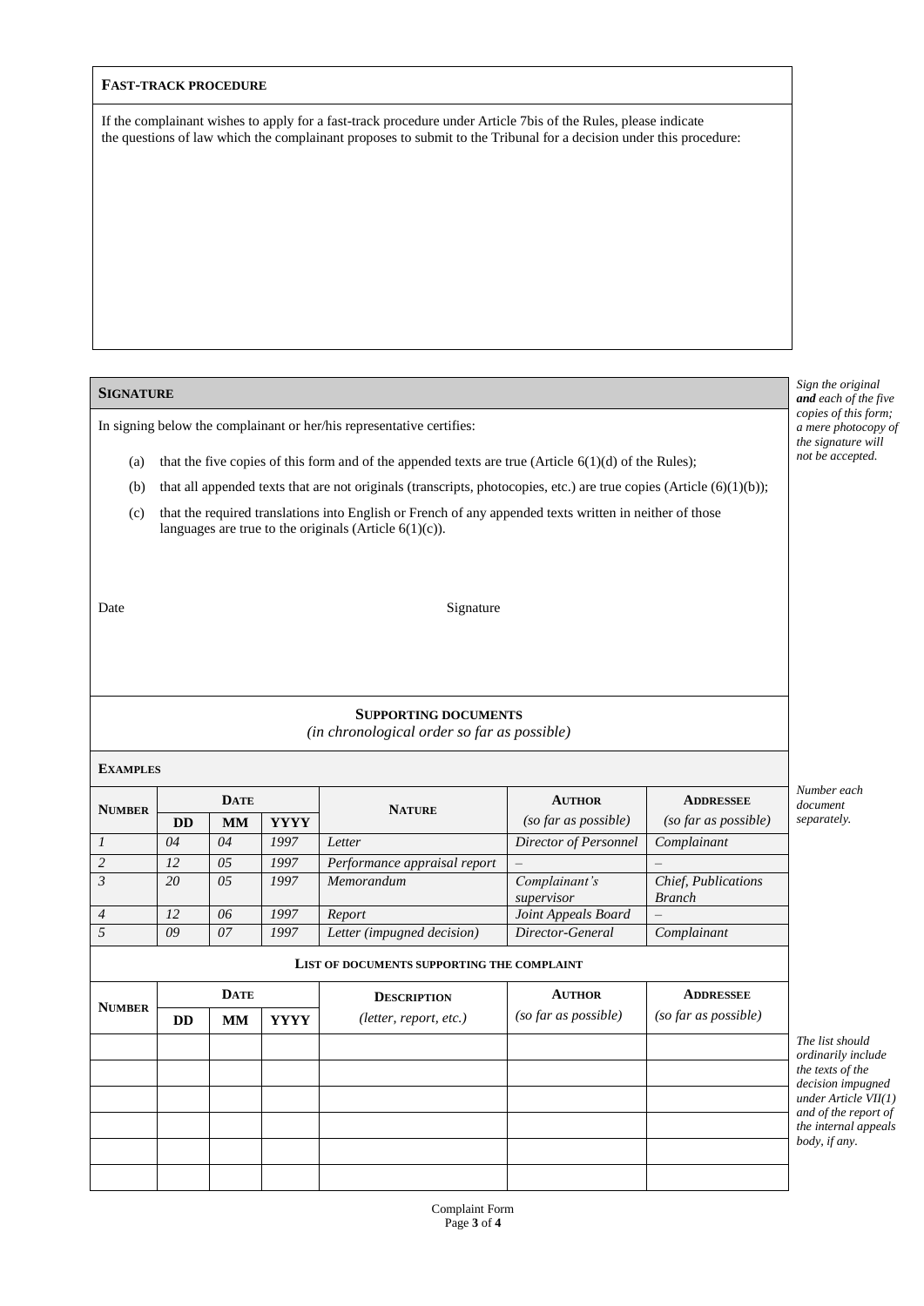## FAST-TRACK PROCEDURE

If the complainant wishes to apply for a fast-track procedure under Article 7bis of the Rules, please indicate the questions of law which the complainant proposes to submit to the Tribunal for a decision under this procedure:

## SIGNATURE

*Sign the original **and** each of the five copies of this form; a mere photocopy of the signature will not be accepted.*

In signing below the complainant or her/his representative certifies:

(a) that the five copies of this form and of the appended texts are true (Article 6(1)(d) of the Rules);

(b) that all appended texts that are not originals (transcripts, photocopies, etc.) are true copies (Article (6)(1)(b));

(c) that the required translations into English or French of any appended texts written in neither of those languages are true to the originals (Article 6(1)(c)).

Date

Signature

## SUPPORTING DOCUMENTS

*(in chronological order so far as possible)*

**EXAMPLES**

*Number each document separately.*

| NUMBER | DATE | | | NATURE | AUTHOR (so far as possible) | ADDRESSEE (so far as possible) |
|---|---|---|---|---|---|---|
| | DD | MM | YYYY | | | |
| *1* | *04* | *04* | *1997* | *Letter* | *Director of Personnel* | *Complainant* |
| *2* | *12* | *05* | *1997* | *Performance appraisal report* | – | – |
| *3* | *20* | *05* | *1997* | *Memorandum* | *Complainant's supervisor* | *Chief, Publications Branch* |
| *4* | *12* | *06* | *1997* | *Report* | *Joint Appeals Board* | – |
| *5* | *09* | *07* | *1997* | *Letter (impugned decision)* | *Director-General* | *Complainant* |

**LIST OF DOCUMENTS SUPPORTING THE COMPLAINT**

*The list should ordinarily include the texts of the decision impugned under Article VII(1) and of the report of the internal appeals body, if any.*

| NUMBER | DATE | | | DESCRIPTION (letter, report, etc.) | AUTHOR (so far as possible) | ADDRESSEE (so far as possible) |
|---|---|---|---|---|---|---|
| | DD | MM | YYYY | | | |
| | | | | | | |
| | | | | | | |
| | | | | | | |
| | | | | | | |
| | | | | | | |
| | | | | | | |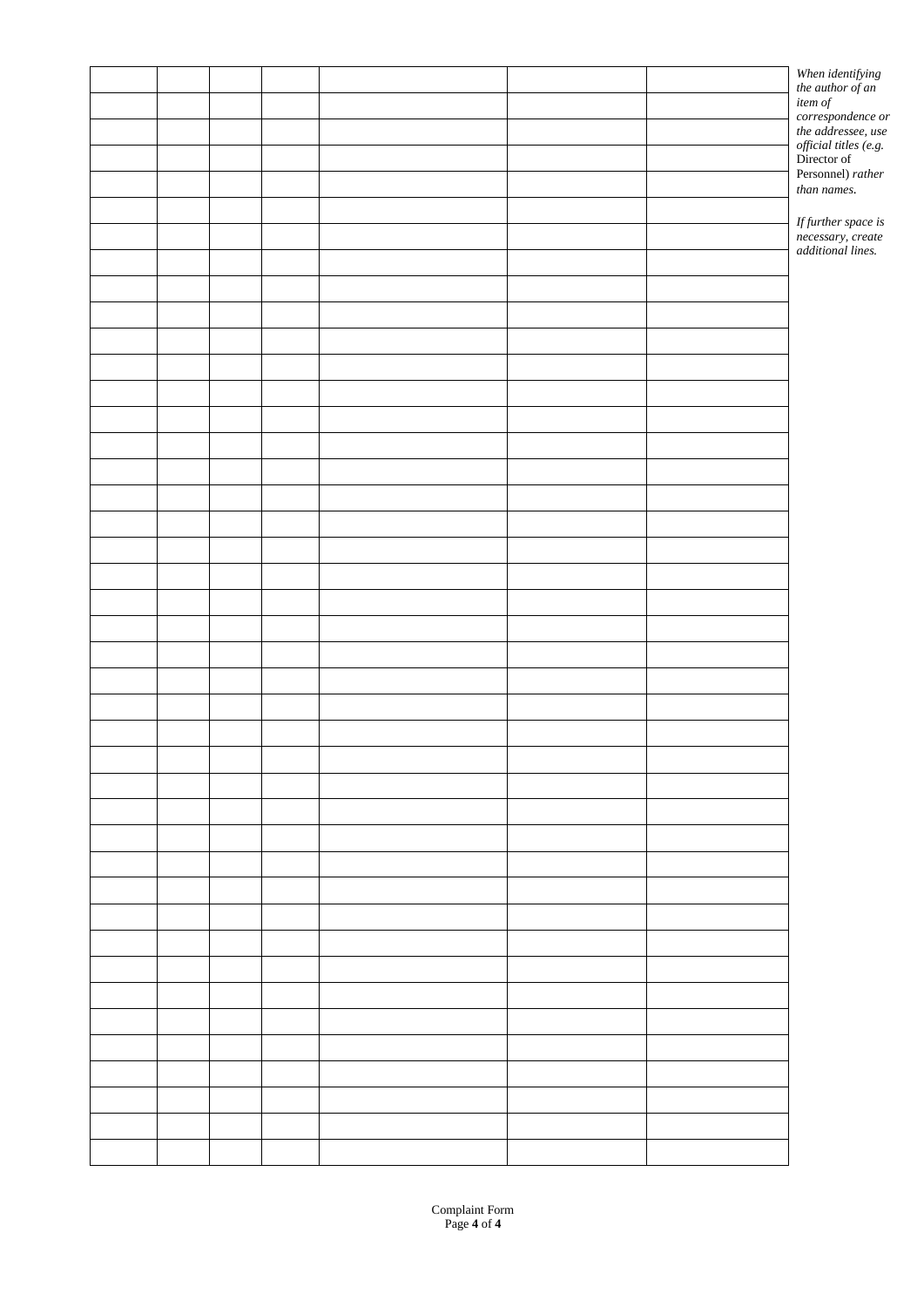| | | | | | | |
|---|---|---|---|---|---|---|
| | | | | | | |
| | | | | | | |
| | | | | | | |
| | | | | | | |
| | | | | | | |
| | | | | | | |
| | | | | | | |
| | | | | | | |
| | | | | | | |
| | | | | | | |
| | | | | | | |
| | | | | | | |
| | | | | | | |
| | | | | | | |
| | | | | | | |
| | | | | | | |
| | | | | | | |
| | | | | | | |
| | | | | | | |
| | | | | | | |
| | | | | | | |
| | | | | | | |
| | | | | | | |
| | | | | | | |
| | | | | | | |
| | | | | | | |
| | | | | | | |
| | | | | | | |
| | | | | | | |
| | | | | | | |
| | | | | | | |
| | | | | | | |
| | | | | | | |
| | | | | | | |
| | | | | | | |
| | | | | | | |
| | | | | | | |
| | | | | | | |
| | | | | | | |
| | | | | | | |
| | | | | | | |

*When identifying the author of an item of correspondence or the addressee, use official titles (e.g.* Director of Personnel) *rather than names.*

*If further space is necessary, create additional lines.*

Complaint Form